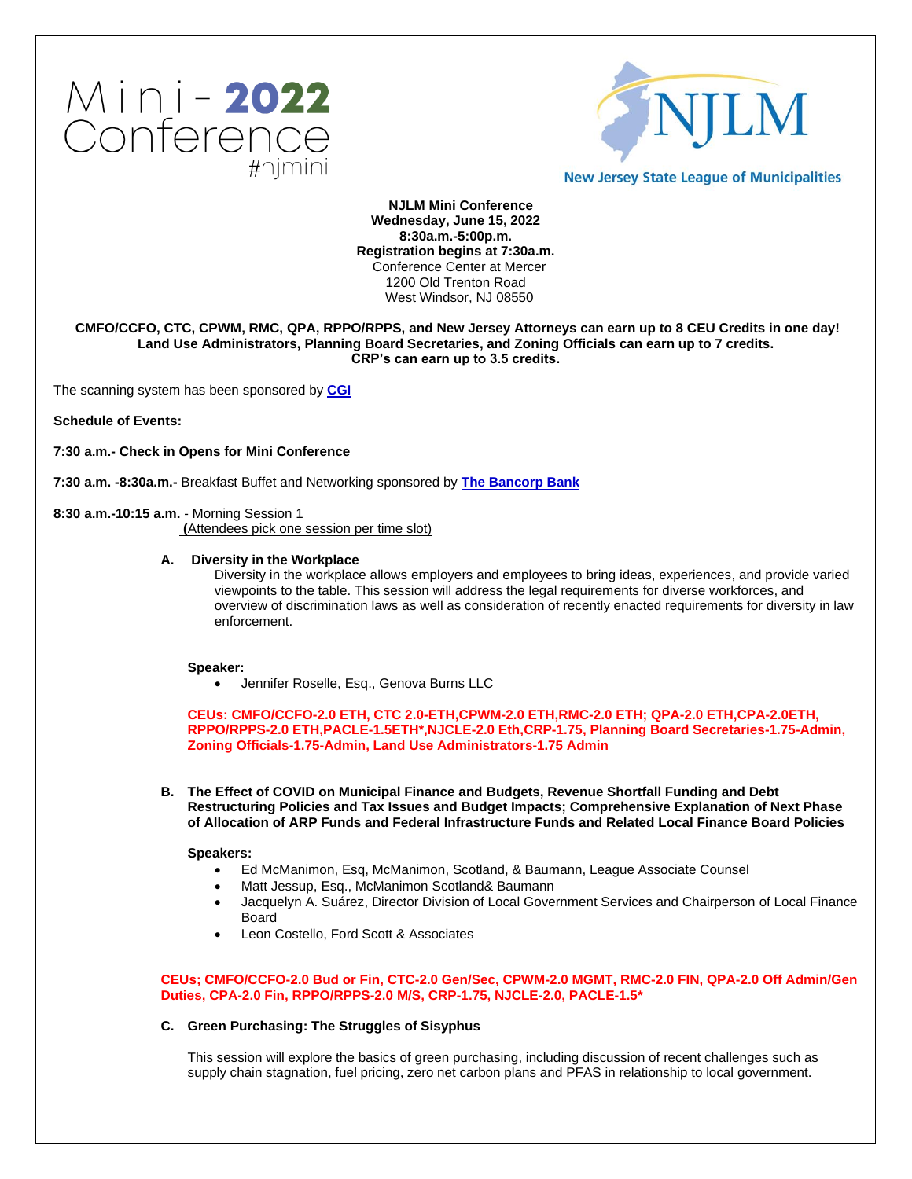Mini-2022 Conference #njmini

NJLM New Jersey State League of Municipalities

**NJLM Mini Conference**
**Wednesday, June 15, 2022**
**8:30a.m.-5:00p.m.**
**Registration begins at 7:30a.m.**
Conference Center at Mercer
1200 Old Trenton Road
West Windsor, NJ 08550

**CMFO/CCFO, CTC, CPWM, RMC, QPA, RPPO/RPPS, and New Jersey Attorneys can earn up to 8 CEU Credits in one day!**
**Land Use Administrators, Planning Board Secretaries, and Zoning Officials can earn up to 7 credits.**
**CRP's can earn up to 3.5 credits.**

The scanning system has been sponsored by **CGI**

**Schedule of Events:**

**7:30 a.m.- Check in Opens for Mini Conference**

**7:30 a.m. -8:30a.m.-** Breakfast Buffet and Networking sponsored by **The Bancorp Bank**

**8:30 a.m.-10:15 a.m.** - Morning Session 1
(Attendees pick one session per time slot)

**A. Diversity in the Workplace**

Diversity in the workplace allows employers and employees to bring ideas, experiences, and provide varied viewpoints to the table. This session will address the legal requirements for diverse workforces, and overview of discrimination laws as well as consideration of recently enacted requirements for diversity in law enforcement.

**Speaker:**

- Jennifer Roselle, Esq., Genova Burns LLC

**CEUs: CMFO/CCFO-2.0 ETH, CTC 2.0-ETH,CPWM-2.0 ETH,RMC-2.0 ETH; QPA-2.0 ETH,CPA-2.0ETH, RPPO/RPPS-2.0 ETH,PACLE-1.5ETH*,NJCLE-2.0 Eth,CRP-1.75, Planning Board Secretaries-1.75-Admin, Zoning Officials-1.75-Admin, Land Use Administrators-1.75 Admin**

**B. The Effect of COVID on Municipal Finance and Budgets, Revenue Shortfall Funding and Debt Restructuring Policies and Tax Issues and Budget Impacts; Comprehensive Explanation of Next Phase of Allocation of ARP Funds and Federal Infrastructure Funds and Related Local Finance Board Policies**

**Speakers:**

- Ed McManimon, Esq, McManimon, Scotland, & Baumann, League Associate Counsel
- Matt Jessup, Esq., McManimon Scotland& Baumann
- Jacquelyn A. Suárez, Director Division of Local Government Services and Chairperson of Local Finance Board
- Leon Costello, Ford Scott & Associates

**CEUs; CMFO/CCFO-2.0 Bud or Fin, CTC-2.0 Gen/Sec, CPWM-2.0 MGMT, RMC-2.0 FIN, QPA-2.0 Off Admin/Gen Duties, CPA-2.0 Fin, RPPO/RPPS-2.0 M/S, CRP-1.75, NJCLE-2.0, PACLE-1.5***

**C. Green Purchasing: The Struggles of Sisyphus**

This session will explore the basics of green purchasing, including discussion of recent challenges such as supply chain stagnation, fuel pricing, zero net carbon plans and PFAS in relationship to local government.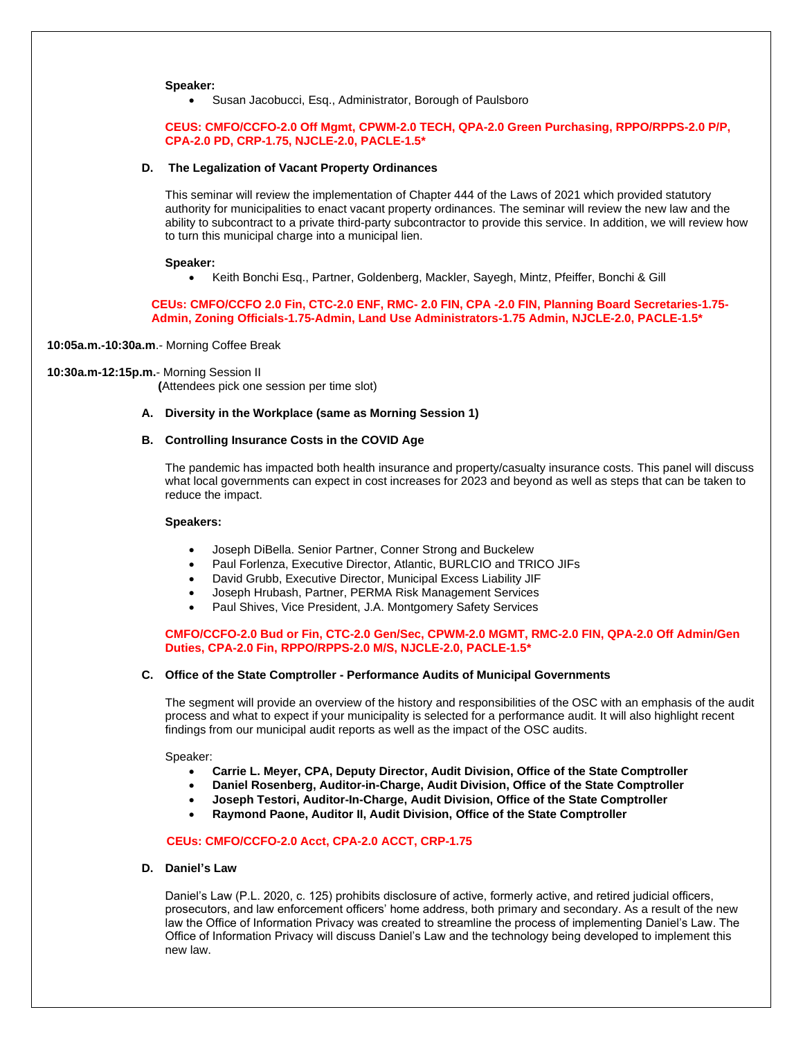**Speaker:**

- Susan Jacobucci, Esq., Administrator, Borough of Paulsboro

**CEUS: CMFO/CCFO-2.0 Off Mgmt, CPWM-2.0 TECH, QPA-2.0 Green Purchasing, RPPO/RPPS-2.0 P/P, CPA-2.0 PD, CRP-1.75, NJCLE-2.0, PACLE-1.5***

**D. The Legalization of Vacant Property Ordinances**

This seminar will review the implementation of Chapter 444 of the Laws of 2021 which provided statutory authority for municipalities to enact vacant property ordinances. The seminar will review the new law and the ability to subcontract to a private third-party subcontractor to provide this service. In addition, we will review how to turn this municipal charge into a municipal lien.

**Speaker:**

- Keith Bonchi Esq., Partner, Goldenberg, Mackler, Sayegh, Mintz, Pfeiffer, Bonchi & Gill

**CEUs: CMFO/CCFO 2.0 Fin, CTC-2.0 ENF, RMC- 2.0 FIN, CPA -2.0 FIN, Planning Board Secretaries-1.75-Admin, Zoning Officials-1.75-Admin, Land Use Administrators-1.75 Admin, NJCLE-2.0, PACLE-1.5***

**10:05a.m.-10:30a.m.**- Morning Coffee Break

**10:30a.m-12:15p.m.**- Morning Session II
**(**Attendees pick one session per time slot)

**A. Diversity in the Workplace (same as Morning Session 1)**

**B. Controlling Insurance Costs in the COVID Age**

The pandemic has impacted both health insurance and property/casualty insurance costs. This panel will discuss what local governments can expect in cost increases for 2023 and beyond as well as steps that can be taken to reduce the impact.

**Speakers:**

- Joseph DiBella. Senior Partner, Conner Strong and Buckelew
- Paul Forlenza, Executive Director, Atlantic, BURLCIO and TRICO JIFs
- David Grubb, Executive Director, Municipal Excess Liability JIF
- Joseph Hrubash, Partner, PERMA Risk Management Services
- Paul Shives, Vice President, J.A. Montgomery Safety Services

**CMFO/CCFO-2.0 Bud or Fin, CTC-2.0 Gen/Sec, CPWM-2.0 MGMT, RMC-2.0 FIN, QPA-2.0 Off Admin/Gen Duties, CPA-2.0 Fin, RPPO/RPPS-2.0 M/S, NJCLE-2.0, PACLE-1.5***

**C. Office of the State Comptroller - Performance Audits of Municipal Governments**

The segment will provide an overview of the history and responsibilities of the OSC with an emphasis of the audit process and what to expect if your municipality is selected for a performance audit. It will also highlight recent findings from our municipal audit reports as well as the impact of the OSC audits.

Speaker:

- **Carrie L. Meyer, CPA, Deputy Director, Audit Division, Office of the State Comptroller**
- **Daniel Rosenberg, Auditor-in-Charge, Audit Division, Office of the State Comptroller**
- **Joseph Testori, Auditor-In-Charge, Audit Division, Office of the State Comptroller**
- **Raymond Paone, Auditor II, Audit Division, Office of the State Comptroller**

**CEUs: CMFO/CCFO-2.0 Acct, CPA-2.0 ACCT, CRP-1.75**

**D. Daniel's Law**

Daniel's Law (P.L. 2020, c. 125) prohibits disclosure of active, formerly active, and retired judicial officers, prosecutors, and law enforcement officers' home address, both primary and secondary. As a result of the new law the Office of Information Privacy was created to streamline the process of implementing Daniel's Law. The Office of Information Privacy will discuss Daniel's Law and the technology being developed to implement this new law.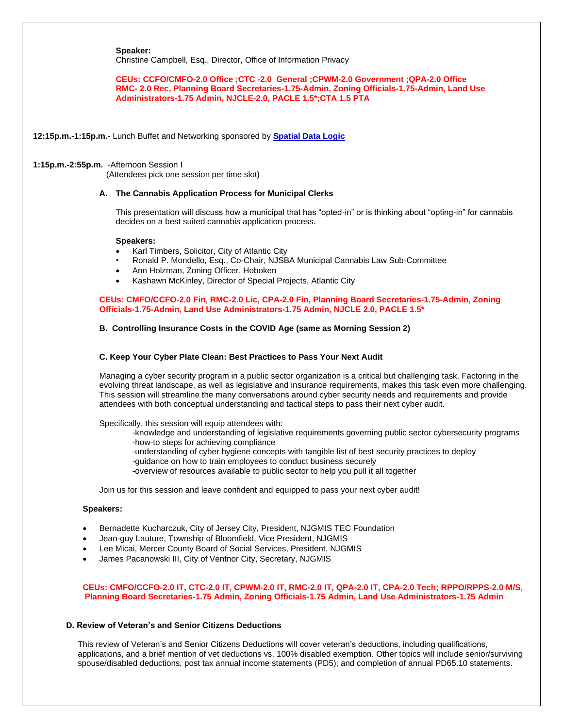**Speaker:**
Christine Campbell, Esq., Director, Office of Information Privacy

**CEUs: CCFO/CMFO-2.0 Office ;CTC -2.0 General ;CPWM-2.0 Government ;QPA-2.0 Office RMC- 2.0 Rec, Planning Board Secretaries-1.75-Admin, Zoning Officials-1.75-Admin, Land Use Administrators-1.75 Admin, NJCLE-2.0, PACLE 1.5*;CTA 1.5 PTA**

**12:15p.m.-1:15p.m.-** Lunch Buffet and Networking sponsored by [Spatial Data Logic]

**1:15p.m.-2:55p.m.** -Afternoon Session I
(Attendees pick one session per time slot)

**A. The Cannabis Application Process for Municipal Clerks**

This presentation will discuss how a municipal that has "opted-in" or is thinking about "opting-in" for cannabis decides on a best suited cannabis application process.

**Speakers:**

- Karl Timbers, Solicitor, City of Atlantic City
- Ronald P. Mondello, Esq., Co-Chair, NJSBA Municipal Cannabis Law Sub-Committee
- Ann Holzman, Zoning Officer, Hoboken
- Kashawn McKinley, Director of Special Projects, Atlantic City

**CEUs: CMFO/CCFO-2.0 Fin, RMC-2.0 Lic, CPA-2.0 Fin, Planning Board Secretaries-1.75-Admin, Zoning Officials-1.75-Admin, Land Use Administrators-1.75 Admin, NJCLE 2.0, PACLE 1.5***

**B. Controlling Insurance Costs in the COVID Age (same as Morning Session 2)**

**C. Keep Your Cyber Plate Clean: Best Practices to Pass Your Next Audit**

Managing a cyber security program in a public sector organization is a critical but challenging task. Factoring in the evolving threat landscape, as well as legislative and insurance requirements, makes this task even more challenging. This session will streamline the many conversations around cyber security needs and requirements and provide attendees with both conceptual understanding and tactical steps to pass their next cyber audit.

Specifically, this session will equip attendees with:

-knowledge and understanding of legislative requirements governing public sector cybersecurity programs
-how-to steps for achieving compliance
-understanding of cyber hygiene concepts with tangible list of best security practices to deploy
-guidance on how to train employees to conduct business securely
-overview of resources available to public sector to help you pull it all together

Join us for this session and leave confident and equipped to pass your next cyber audit!

**Speakers:**

- Bernadette Kucharczuk, City of Jersey City, President, NJGMIS TEC Foundation
- Jean-guy Lauture, Township of Bloomfield, Vice President, NJGMIS
- Lee Micai, Mercer County Board of Social Services, President, NJGMIS
- James Pacanowski III, City of Ventnor City, Secretary, NJGMIS

**CEUs: CMFO/CCFO-2.0 IT, CTC-2.0 IT, CPWM-2.0 IT, RMC-2.0 IT, QPA-2.0 IT, CPA-2.0 Tech; RPPO/RPPS-2.0 M/S, Planning Board Secretaries-1.75 Admin, Zoning Officials-1.75 Admin, Land Use Administrators-1.75 Admin**

**D. Review of Veteran's and Senior Citizens Deductions**

This review of Veteran's and Senior Citizens Deductions will cover veteran's deductions, including qualifications, applications, and a brief mention of vet deductions vs. 100% disabled exemption. Other topics will include senior/surviving spouse/disabled deductions; post tax annual income statements (PD5); and completion of annual PD65.10 statements.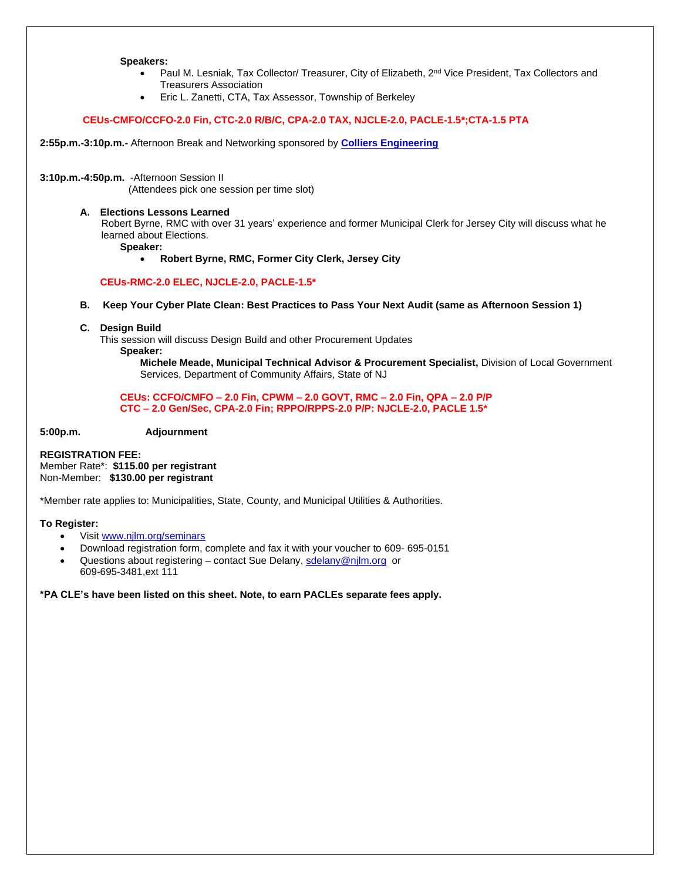**Speakers:**

- Paul M. Lesniak, Tax Collector/ Treasurer, City of Elizabeth, 2nd Vice President, Tax Collectors and Treasurers Association
- Eric L. Zanetti, CTA, Tax Assessor, Township of Berkeley

**CEUs-CMFO/CCFO-2.0 Fin, CTC-2.0 R/B/C, CPA-2.0 TAX, NJCLE-2.0, PACLE-1.5*;CTA-1.5 PTA**

**2:55p.m.-3:10p.m.-** Afternoon Break and Networking sponsored by **[Colliers Engineering]**

**3:10p.m.-4:50p.m.** -Afternoon Session II
(Attendees pick one session per time slot)

**A. Elections Lessons Learned**

Robert Byrne, RMC with over 31 years' experience and former Municipal Clerk for Jersey City will discuss what he learned about Elections.

**Speaker:**

- **Robert Byrne, RMC, Former City Clerk, Jersey City**

**CEUs-RMC-2.0 ELEC, NJCLE-2.0, PACLE-1.5***

**B. Keep Your Cyber Plate Clean: Best Practices to Pass Your Next Audit (same as Afternoon Session 1)**

**C. Design Build**

This session will discuss Design Build and other Procurement Updates

**Speaker:**

**Michele Meade, Municipal Technical Advisor & Procurement Specialist,** Division of Local Government Services, Department of Community Affairs, State of NJ

**CEUs: CCFO/CMFO – 2.0 Fin, CPWM – 2.0 GOVT, RMC – 2.0 Fin, QPA – 2.0 P/P**
**CTC – 2.0 Gen/Sec, CPA-2.0 Fin; RPPO/RPPS-2.0 P/P: NJCLE-2.0, PACLE 1.5***

**5:00p.m.** **Adjournment**

**REGISTRATION FEE:**
Member Rate*: **$115.00 per registrant**
Non-Member: **$130.00 per registrant**

*Member rate applies to: Municipalities, State, County, and Municipal Utilities & Authorities.

**To Register:**

- Visit www.njlm.org/seminars
- Download registration form, complete and fax it with your voucher to 609- 695-0151
- Questions about registering – contact Sue Delany, sdelany@njlm.org or 609-695-3481,ext 111

**\*PA CLE's have been listed on this sheet. Note, to earn PACLEs separate fees apply.**